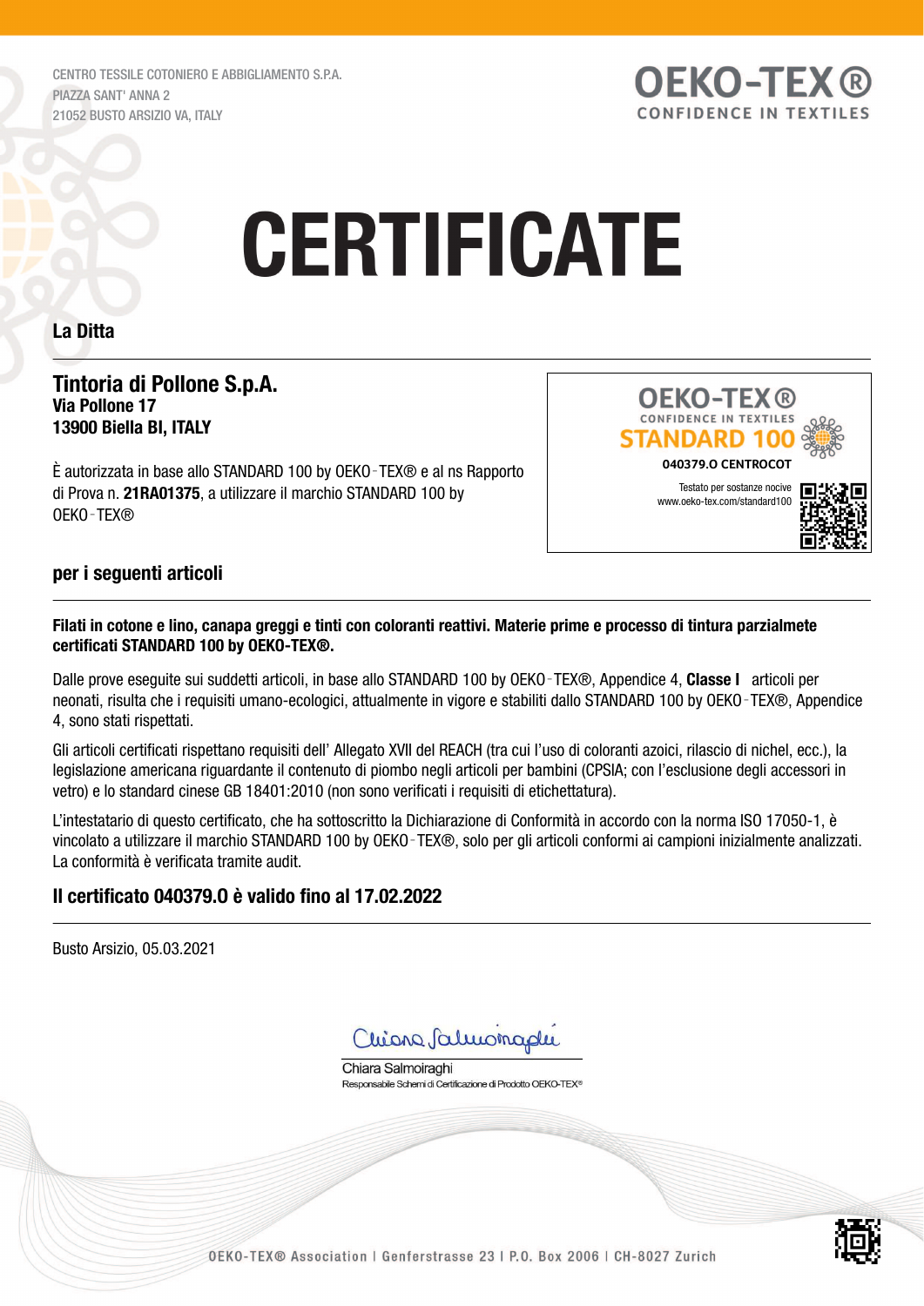CENTRO TESSILE COTONIERO E ABBIGLIAMENTO S.P.A.
PIAZZA SANT' ANNA 2
21052 BUSTO ARSIZIO VA, ITALY

OEKO-TEX®
CONFIDENCE IN TEXTILES

# CERTIFICATE

**La Ditta**

---

## Tintoria di Pollone S.p.A.
**Via Pollone 17**
**13900 Biella BI, ITALY**

È autorizzata in base allo STANDARD 100 by OEKO-TEX® e al ns Rapporto di Prova n. **21RA01375**, a utilizzare il marchio STANDARD 100 by OEKO-TEX®

OEKO-TEX®
CONFIDENCE IN TEXTILES
STANDARD 100
**040379.O CENTROCOT**
Testato per sostanze nocive
www.oeko-tex.com/standard100

**per i seguenti articoli**

---

**Filati in cotone e lino, canapa greggi e tinti con coloranti reattivi. Materie prime e processo di tintura parzialmete certificati STANDARD 100 by OEKO-TEX®.**

Dalle prove eseguite sui suddetti articoli, in base allo STANDARD 100 by OEKO-TEX®, Appendice 4, **Classe I** articoli per neonati, risulta che i requisiti umano-ecologici, attualmente in vigore e stabiliti dallo STANDARD 100 by OEKO-TEX®, Appendice 4, sono stati rispettati.

Gli articoli certificati rispettano requisiti dell' Allegato XVII del REACH (tra cui l'uso di coloranti azoici, rilascio di nichel, ecc.), la legislazione americana riguardante il contenuto di piombo negli articoli per bambini (CPSIA; con l'esclusione degli accessori in vetro) e lo standard cinese GB 18401:2010 (non sono verificati i requisiti di etichettatura).

L'intestatario di questo certificato, che ha sottoscritto la Dichiarazione di Conformità in accordo con la norma ISO 17050-1, è vincolato a utilizzare il marchio STANDARD 100 by OEKO-TEX®, solo per gli articoli conformi ai campioni inizialmente analizzati. La conformità è verificata tramite audit.

**Il certificato 040379.O è valido fino al 17.02.2022**

---

Busto Arsizio, 05.03.2021

Chiara Salmoiraghi
Responsabile Schemi di Certificazione di Prodotto OEKO-TEX®

OEKO-TEX® Association | Genferstrasse 23 | P.O. Box 2006 | CH-8027 Zurich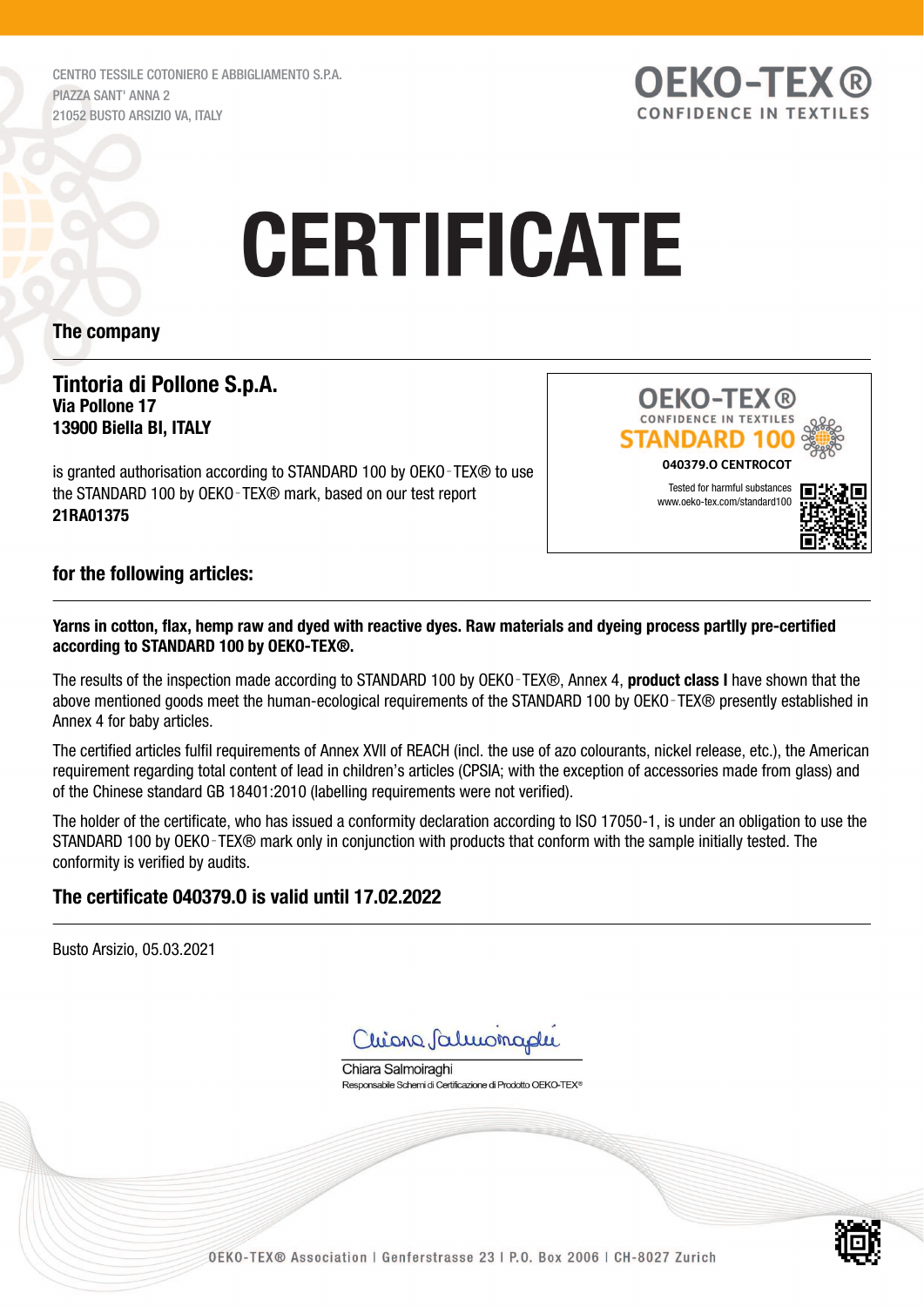CENTRO TESSILE COTONIERO E ABBIGLIAMENTO S.P.A.
PIAZZA SANT' ANNA 2
21052 BUSTO ARSIZIO VA, ITALY

OEKO-TEX®
CONFIDENCE IN TEXTILES

# CERTIFICATE

**The company**

## Tintoria di Pollone S.p.A.

**Via Pollone 17**
**13900 Biella BI, ITALY**

is granted authorisation according to STANDARD 100 by OEKO‑TEX® to use the STANDARD 100 by OEKO‑TEX® mark, based on our test report **21RA01375**

OEKO-TEX®
CONFIDENCE IN TEXTILES
STANDARD 100
040379.O CENTROCOT
Tested for harmful substances
www.oeko-tex.com/standard100

### for the following articles:

**Yarns in cotton, flax, hemp raw and dyed with reactive dyes. Raw materials and dyeing process partlly pre-certified according to STANDARD 100 by OEKO-TEX®.**

The results of the inspection made according to STANDARD 100 by OEKO‑TEX®, Annex 4, **product class I** have shown that the above mentioned goods meet the human-ecological requirements of the STANDARD 100 by OEKO‑TEX® presently established in Annex 4 for baby articles.

The certified articles fulfil requirements of Annex XVII of REACH (incl. the use of azo colourants, nickel release, etc.), the American requirement regarding total content of lead in children's articles (CPSIA; with the exception of accessories made from glass) and of the Chinese standard GB 18401:2010 (labelling requirements were not verified).

The holder of the certificate, who has issued a conformity declaration according to ISO 17050-1, is under an obligation to use the STANDARD 100 by OEKO‑TEX® mark only in conjunction with products that conform with the sample initially tested. The conformity is verified by audits.

### The certificate 040379.O is valid until 17.02.2022

Busto Arsizio, 05.03.2021

Chiara Salmoiraghi
Responsabile Schemi di Certificazione di Prodotto OEKO-TEX®

OEKO-TEX® Association | Genferstrasse 23 | P.O. Box 2006 | CH-8027 Zurich